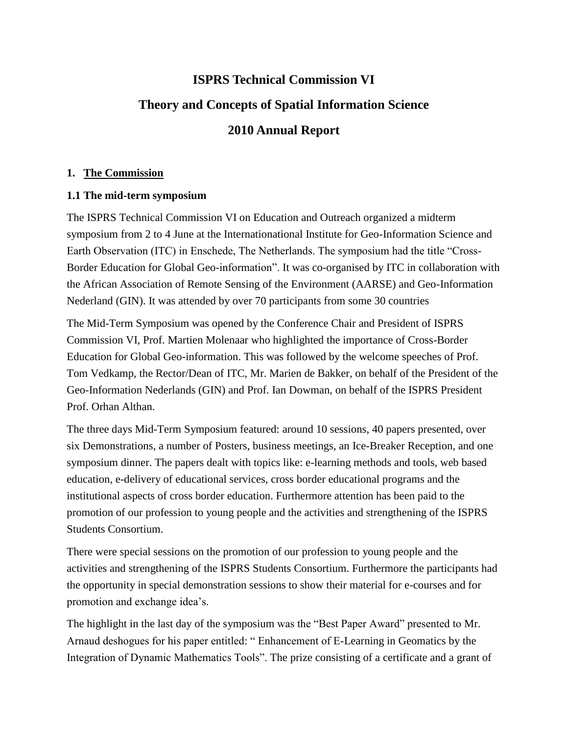# ISPRS Technical Commission VI

# Theory and Concepts of Spatial Information Science

# 2010 Annual Report

## 1. The Commission

### 1.1 The mid-term symposium

The ISPRS Technical Commission VI on Education and Outreach organized a midterm symposium from 2 to 4 June at the Internationational Institute for Geo-Information Science and Earth Observation (ITC) in Enschede, The Netherlands. The symposium had the title "Cross-Border Education for Global Geo-information". It was co-organised by ITC in collaboration with the African Association of Remote Sensing of the Environment (AARSE) and Geo-Information Nederland (GIN). It was attended by over 70 participants from some 30 countries

The Mid-Term Symposium was opened by the Conference Chair and President of ISPRS Commission VI, Prof. Martien Molenaar who highlighted the importance of Cross-Border Education for Global Geo-information. This was followed by the welcome speeches of Prof. Tom Vedkamp, the Rector/Dean of ITC, Mr. Marien de Bakker, on behalf of the President of the Geo-Information Nederlands (GIN) and Prof. Ian Dowman, on behalf of the ISPRS President Prof. Orhan Althan.

The three days Mid-Term Symposium featured: around 10 sessions, 40 papers presented, over six Demonstrations, a number of Posters, business meetings, an Ice-Breaker Reception, and one symposium dinner. The papers dealt with topics like: e-learning methods and tools, web based education, e-delivery of educational services, cross border educational programs and the institutional aspects of cross border education. Furthermore attention has been paid to the promotion of our profession to young people and the activities and strengthening of the ISPRS Students Consortium.

There were special sessions on the promotion of our profession to young people and the activities and strengthening of the ISPRS Students Consortium. Furthermore the participants had the opportunity in special demonstration sessions to show their material for e-courses and for promotion and exchange idea's.

The highlight in the last day of the symposium was the "Best Paper Award" presented to Mr. Arnaud deshogues for his paper entitled: " Enhancement of E-Learning in Geomatics by the Integration of Dynamic Mathematics Tools". The prize consisting of a certificate and a grant of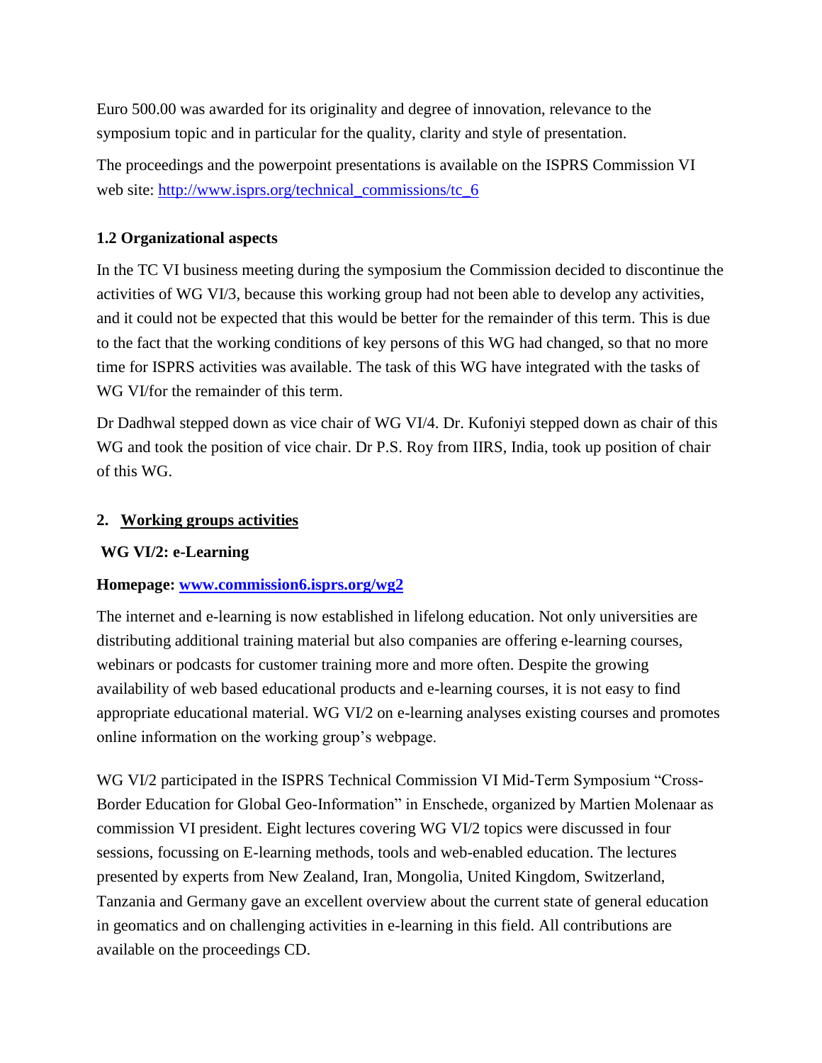Euro 500.00 was awarded for its originality and degree of innovation, relevance to the symposium topic and in particular for the quality, clarity and style of presentation.

The proceedings and the powerpoint presentations is available on the ISPRS Commission VI web site: [http://www.isprs.org/technical_commissions/tc_6](http://www.isprs.org/technical_commissions/tc_6)

### 1.2 Organizational aspects

In the TC VI business meeting during the symposium the Commission decided to discontinue the activities of WG VI/3, because this working group had not been able to develop any activities, and it could not be expected that this would be better for the remainder of this term. This is due to the fact that the working conditions of key persons of this WG had changed, so that no more time for ISPRS activities was available. The task of this WG have integrated with the tasks of WG VI/for the remainder of this term.

Dr Dadhwal stepped down as vice chair of WG VI/4. Dr. Kufoniyi stepped down as chair of this WG and took the position of vice chair. Dr P.S. Roy from IIRS, India, took up position of chair of this WG.

## 2. Working groups activities

### WG VI/2: e-Learning

**Homepage: [www.commission6.isprs.org/wg2](www.commission6.isprs.org/wg2)**

The internet and e-learning is now established in lifelong education. Not only universities are distributing additional training material but also companies are offering e-learning courses, webinars or podcasts for customer training more and more often. Despite the growing availability of web based educational products and e-learning courses, it is not easy to find appropriate educational material. WG VI/2 on e-learning analyses existing courses and promotes online information on the working group's webpage.

WG VI/2 participated in the ISPRS Technical Commission VI Mid-Term Symposium "Cross-Border Education for Global Geo-Information" in Enschede, organized by Martien Molenaar as commission VI president. Eight lectures covering WG VI/2 topics were discussed in four sessions, focussing on E-learning methods, tools and web-enabled education. The lectures presented by experts from New Zealand, Iran, Mongolia, United Kingdom, Switzerland, Tanzania and Germany gave an excellent overview about the current state of general education in geomatics and on challenging activities in e-learning in this field. All contributions are available on the proceedings CD.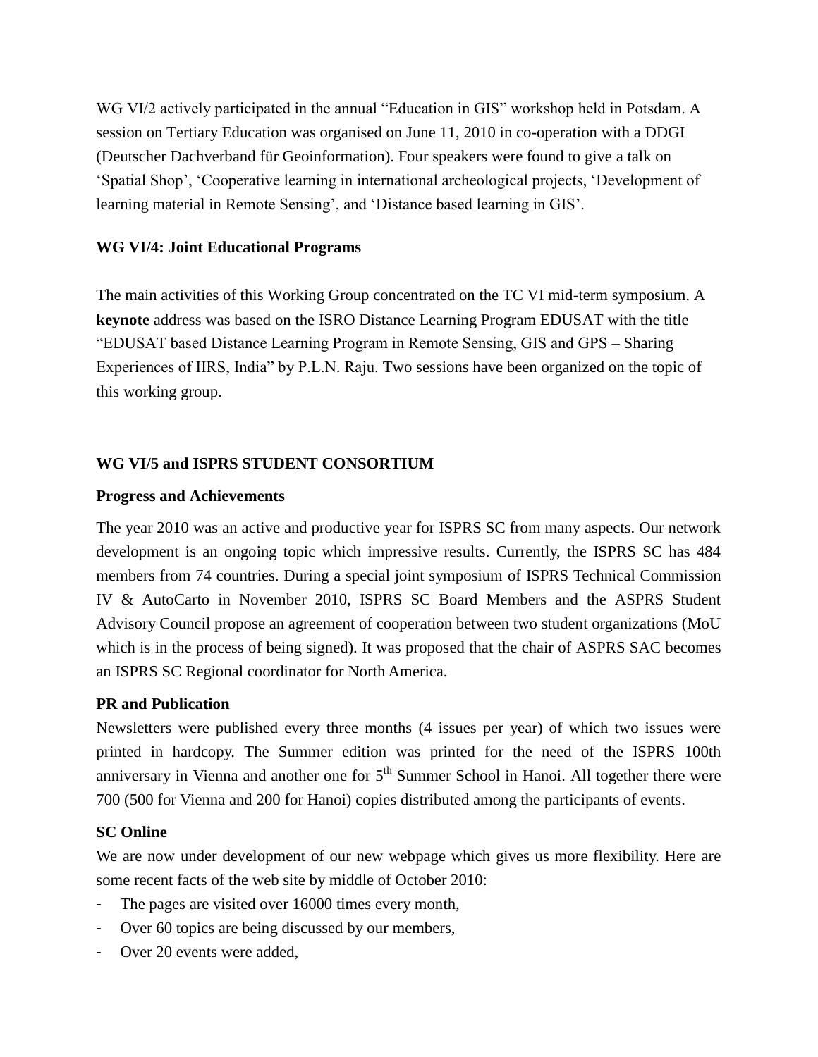WG VI/2 actively participated in the annual "Education in GIS" workshop held in Potsdam. A session on Tertiary Education was organised on June 11, 2010 in co-operation with a DDGI (Deutscher Dachverband für Geoinformation). Four speakers were found to give a talk on 'Spatial Shop', 'Cooperative learning in international archeological projects, 'Development of learning material in Remote Sensing', and 'Distance based learning in GIS'.

### WG VI/4: Joint Educational Programs

The main activities of this Working Group concentrated on the TC VI mid-term symposium. A **keynote** address was based on the ISRO Distance Learning Program EDUSAT with the title "EDUSAT based Distance Learning Program in Remote Sensing, GIS and GPS – Sharing Experiences of IIRS, India" by P.L.N. Raju. Two sessions have been organized on the topic of this working group.

### WG VI/5 and ISPRS STUDENT CONSORTIUM

#### Progress and Achievements

The year 2010 was an active and productive year for ISPRS SC from many aspects. Our network development is an ongoing topic which impressive results. Currently, the ISPRS SC has 484 members from 74 countries. During a special joint symposium of ISPRS Technical Commission IV & AutoCarto in November 2010, ISPRS SC Board Members and the ASPRS Student Advisory Council propose an agreement of cooperation between two student organizations (MoU which is in the process of being signed). It was proposed that the chair of ASPRS SAC becomes an ISPRS SC Regional coordinator for North America.

#### PR and Publication

Newsletters were published every three months (4 issues per year) of which two issues were printed in hardcopy. The Summer edition was printed for the need of the ISPRS 100th anniversary in Vienna and another one for 5th Summer School in Hanoi. All together there were 700 (500 for Vienna and 200 for Hanoi) copies distributed among the participants of events.

#### SC Online

We are now under development of our new webpage which gives us more flexibility. Here are some recent facts of the web site by middle of October 2010:

- The pages are visited over 16000 times every month,
- Over 60 topics are being discussed by our members,
- Over 20 events were added,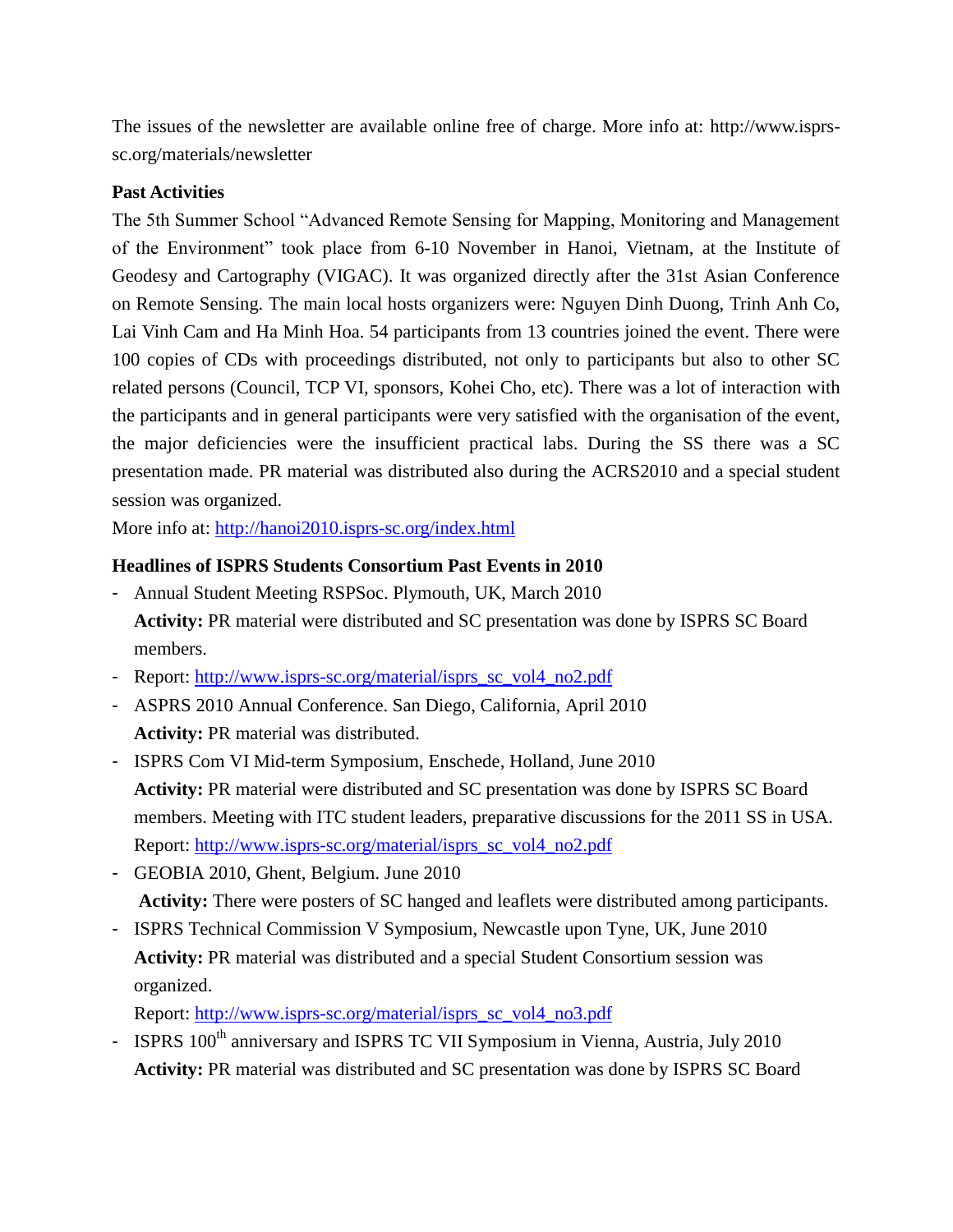The issues of the newsletter are available online free of charge. More info at: http://www.isprs-sc.org/materials/newsletter

**Past Activities**

The 5th Summer School "Advanced Remote Sensing for Mapping, Monitoring and Management of the Environment" took place from 6-10 November in Hanoi, Vietnam, at the Institute of Geodesy and Cartography (VIGAC). It was organized directly after the 31st Asian Conference on Remote Sensing. The main local hosts organizers were: Nguyen Dinh Duong, Trinh Anh Co, Lai Vinh Cam and Ha Minh Hoa. 54 participants from 13 countries joined the event. There were 100 copies of CDs with proceedings distributed, not only to participants but also to other SC related persons (Council, TCP VI, sponsors, Kohei Cho, etc). There was a lot of interaction with the participants and in general participants were very satisfied with the organisation of the event, the major deficiencies were the insufficient practical labs. During the SS there was a SC presentation made. PR material was distributed also during the ACRS2010 and a special student session was organized.

More info at: http://hanoi2010.isprs-sc.org/index.html

**Headlines of ISPRS Students Consortium Past Events in 2010**

- Annual Student Meeting RSPSoc. Plymouth, UK, March 2010
  **Activity:** PR material were distributed and SC presentation was done by ISPRS SC Board members.
- Report: http://www.isprs-sc.org/material/isprs_sc_vol4_no2.pdf
- ASPRS 2010 Annual Conference. San Diego, California, April 2010
  **Activity:** PR material was distributed.
- ISPRS Com VI Mid-term Symposium, Enschede, Holland, June 2010
  **Activity:** PR material were distributed and SC presentation was done by ISPRS SC Board members. Meeting with ITC student leaders, preparative discussions for the 2011 SS in USA.
  Report: http://www.isprs-sc.org/material/isprs_sc_vol4_no2.pdf
- GEOBIA 2010, Ghent, Belgium. June 2010
  **Activity:** There were posters of SC hanged and leaflets were distributed among participants.
- ISPRS Technical Commission V Symposium, Newcastle upon Tyne, UK, June 2010
  **Activity:** PR material was distributed and a special Student Consortium session was organized.
  Report: http://www.isprs-sc.org/material/isprs_sc_vol4_no3.pdf
- ISPRS 100th anniversary and ISPRS TC VII Symposium in Vienna, Austria, July 2010
  **Activity:** PR material was distributed and SC presentation was done by ISPRS SC Board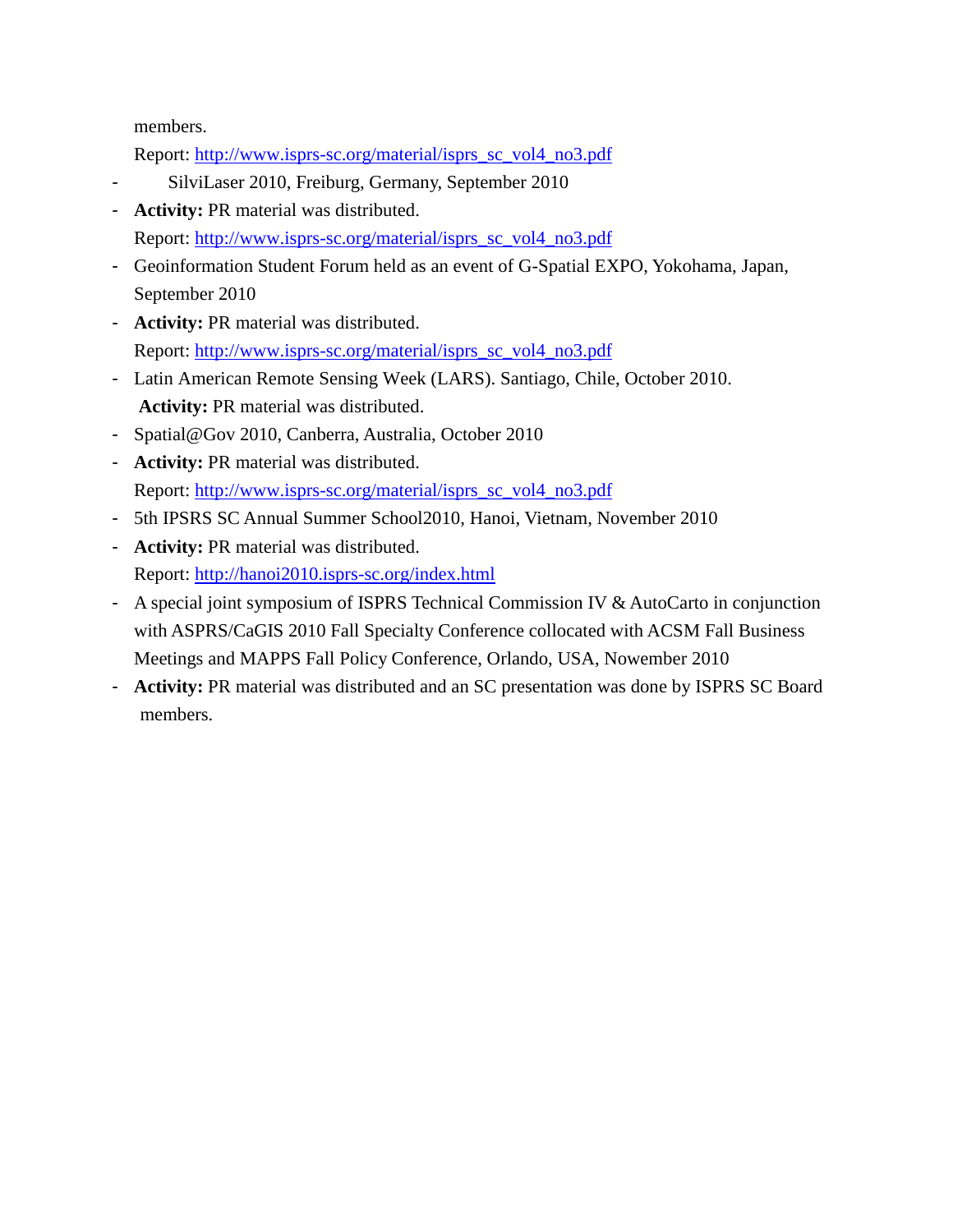members.

Report: http://www.isprs-sc.org/material/isprs_sc_vol4_no3.pdf

- SilviLaser 2010, Freiburg, Germany, September 2010
- **Activity:** PR material was distributed.

  Report: http://www.isprs-sc.org/material/isprs_sc_vol4_no3.pdf
- Geoinformation Student Forum held as an event of G-Spatial EXPO, Yokohama, Japan, September 2010
- **Activity:** PR material was distributed.

  Report: http://www.isprs-sc.org/material/isprs_sc_vol4_no3.pdf
- Latin American Remote Sensing Week (LARS). Santiago, Chile, October 2010.

  **Activity:** PR material was distributed.
- Spatial@Gov 2010, Canberra, Australia, October 2010
- **Activity:** PR material was distributed.

  Report: http://www.isprs-sc.org/material/isprs_sc_vol4_no3.pdf
- 5th IPSRS SC Annual Summer School2010, Hanoi, Vietnam, November 2010
- **Activity:** PR material was distributed.

  Report: http://hanoi2010.isprs-sc.org/index.html
- A special joint symposium of ISPRS Technical Commission IV & AutoCarto in conjunction with ASPRS/CaGIS 2010 Fall Specialty Conference collocated with ACSM Fall Business Meetings and MAPPS Fall Policy Conference, Orlando, USA, Nowember 2010
- **Activity:** PR material was distributed and an SC presentation was done by ISPRS SC Board members.